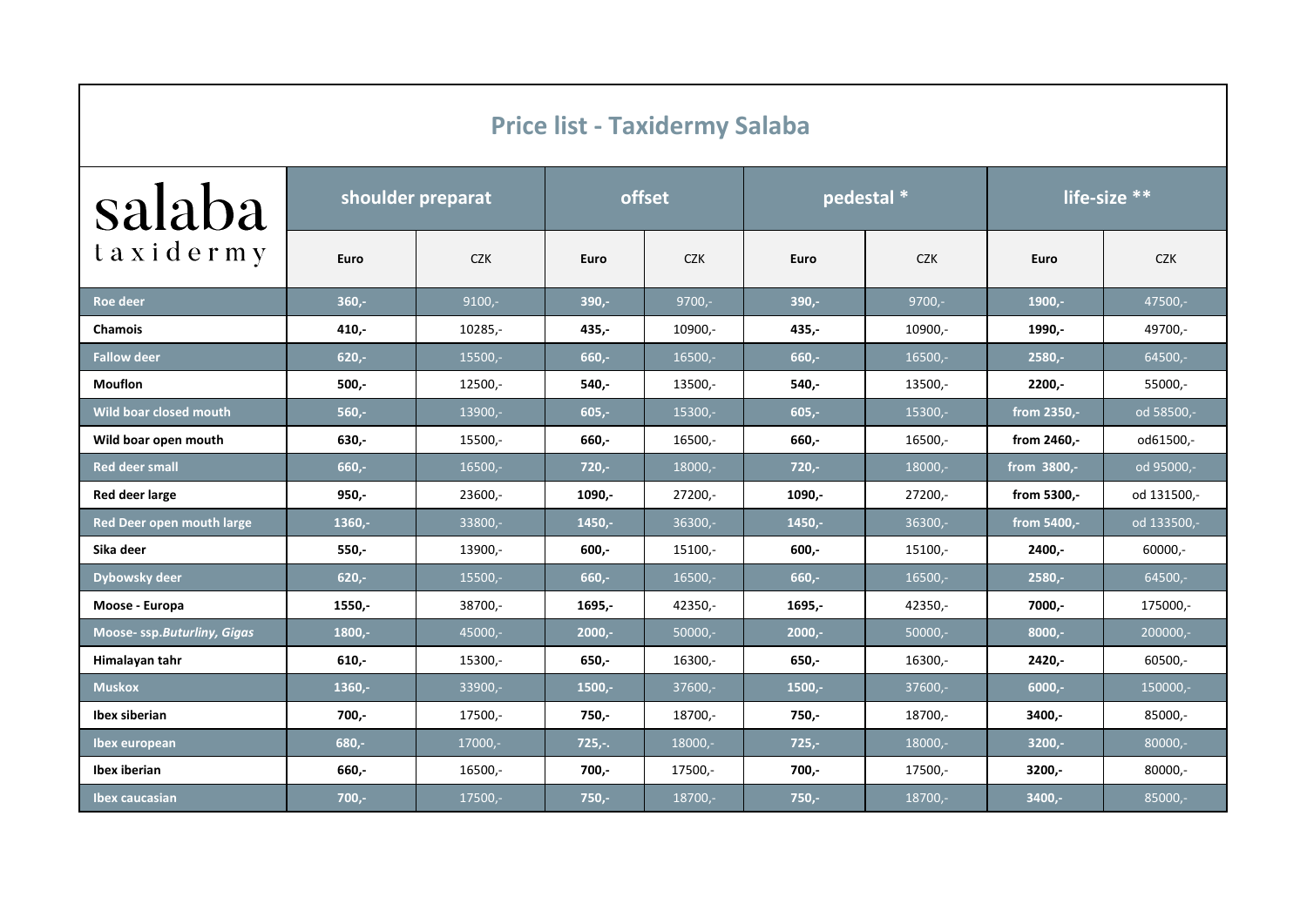# Price list - Taxidermy Salaba

| salaba taxidermy | shoulder preparat | | offset | | pedestal * | | life-size ** | |
|---|---|---|---|---|---|---|---|---|
| | **Euro** | CZK | **Euro** | CZK | **Euro** | CZK | **Euro** | CZK |
| **Roe deer** | **360,-** | 9100,- | **390,-** | 9700,- | **390,-** | 9700,- | **1900,-** | 47500,- |
| **Chamois** | **410,-** | 10285,- | **435,-** | 10900,- | **435,-** | 10900,- | **1990,-** | 49700,- |
| **Fallow deer** | **620,-** | 15500,- | **660,-** | 16500,- | **660,-** | 16500,- | **2580,-** | 64500,- |
| **Mouflon** | **500,-** | 12500,- | **540,-** | 13500,- | **540,-** | 13500,- | **2200,-** | 55000,- |
| **Wild boar closed mouth** | **560,-** | 13900,- | **605,-** | 15300,- | **605,-** | 15300,- | **from 2350,-** | od 58500,- |
| **Wild boar open mouth** | **630,-** | 15500,- | **660,-** | 16500,- | **660,-** | 16500,- | **from 2460,-** | od61500,- |
| **Red deer small** | **660,-** | 16500,- | **720,-** | 18000,- | **720,-** | 18000,- | **from 3800,-** | od 95000,- |
| **Red deer large** | **950,-** | 23600,- | **1090,-** | 27200,- | **1090,-** | 27200,- | **from 5300,-** | od 131500,- |
| **Red Deer open mouth large** | **1360,-** | 33800,- | **1450,-** | 36300,- | **1450,-** | 36300,- | **from 5400,-** | od 133500,- |
| **Sika deer** | **550,-** | 13900,- | **600,-** | 15100,- | **600,-** | 15100,- | **2400,-** | 60000,- |
| **Dybowsky deer** | **620,-** | 15500,- | **660,-** | 16500,- | **660,-** | 16500,- | **2580,-** | 64500,- |
| **Moose - Europa** | **1550,-** | 38700,- | **1695,-** | 42350,- | **1695,-** | 42350,- | **7000,-** | 175000,- |
| **Moose- ssp.*Buturliny, Gigas*** | **1800,-** | 45000,- | **2000,-** | 50000,- | **2000,-** | 50000,- | **8000,-** | 200000,- |
| **Himalayan tahr** | **610,-** | 15300,- | **650,-** | 16300,- | **650,-** | 16300,- | **2420,-** | 60500,- |
| **Muskox** | **1360,-** | 33900,- | **1500,-** | 37600,- | **1500,-** | 37600,- | **6000,-** | 150000,- |
| **Ibex siberian** | **700,-** | 17500,- | **750,-** | 18700,- | **750,-** | 18700,- | **3400,-** | 85000,- |
| **Ibex european** | **680,-** | 17000,- | **725,-.** | 18000,- | **725,-** | 18000,- | **3200,-** | 80000,- |
| **Ibex iberian** | **660,-** | 16500,- | **700,-** | 17500,- | **700,-** | 17500,- | **3200,-** | 80000,- |
| **Ibex caucasian** | **700,-** | 17500,- | **750,-** | 18700,- | **750,-** | 18700,- | **3400,-** | 85000,- |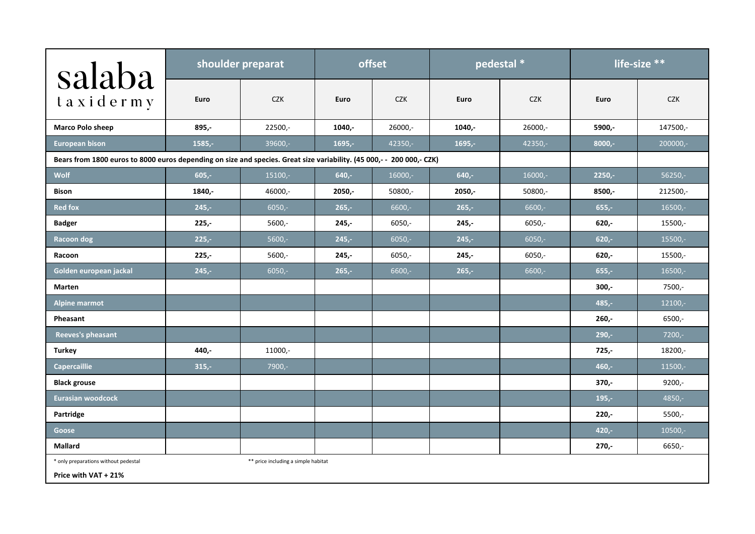| salaba taxidermy | shoulder preparat | | offset | | pedestal * | | life-size ** | |
|---|---|---|---|---|---|---|---|---|
| | **Euro** | CZK | **Euro** | CZK | **Euro** | CZK | **Euro** | CZK |
| **Marco Polo sheep** | **895,-** | 22500,- | **1040,-** | 26000,- | **1040,-** | 26000,- | **5900,-** | 147500,- |
| **European bison** | **1585,-** | 39600,- | **1695,-** | 42350,- | **1695,-** | 42350,- | **8000,-** | 200000,- |
| **Bears from 1800 euros to 8000 euros depending on size and species. Great size variability. (45 000,- - 200 000,- CZK)** | | | | | | | | |
| **Wolf** | **605,-** | 15100,- | **640,-** | 16000,- | **640,-** | 16000,- | **2250,-** | 56250,- |
| **Bison** | **1840,-** | 46000,- | **2050,-** | 50800,- | **2050,-** | 50800,- | **8500,-** | 212500,- |
| **Red fox** | **245,-** | 6050,- | **265,-** | 6600,- | **265,-** | 6600,- | **655,-** | 16500,- |
| **Badger** | **225,-** | 5600,- | **245,-** | 6050,- | **245,-** | 6050,- | **620,-** | 15500,- |
| **Racoon dog** | **225,-** | 5600,- | **245,-** | 6050,- | **245,-** | 6050,- | **620,-** | 15500,- |
| **Racoon** | **225,-** | 5600,- | **245,-** | 6050,- | **245,-** | 6050,- | **620,-** | 15500,- |
| **Golden european jackal** | **245,-** | 6050,- | **265,-** | 6600,- | **265,-** | 6600,- | **655,-** | 16500,- |
| **Marten** | | | | | | | **300,-** | 7500,- |
| **Alpine marmot** | | | | | | | **485,-** | 12100,- |
| **Pheasant** | | | | | | | **260,-** | 6500,- |
| **Reeves's pheasant** | | | | | | | **290,-** | 7200,- |
| **Turkey** | **440,-** | 11000,- | | | | | **725,-** | 18200,- |
| **Capercaillie** | **315,-** | 7900,- | | | | | **460,-** | 11500,- |
| **Black grouse** | | | | | | | **370,-** | 9200,- |
| **Eurasian woodcock** | | | | | | | **195,-** | 4850,- |
| **Partridge** | | | | | | | **220,-** | 5500,- |
| **Goose** | | | | | | | **420,-** | 10500,- |
| **Mallard** | | | | | | | **270,-** | 6650,- |

\* only preparations without pedestal

** price including a simple habitat

**Price with VAT + 21%**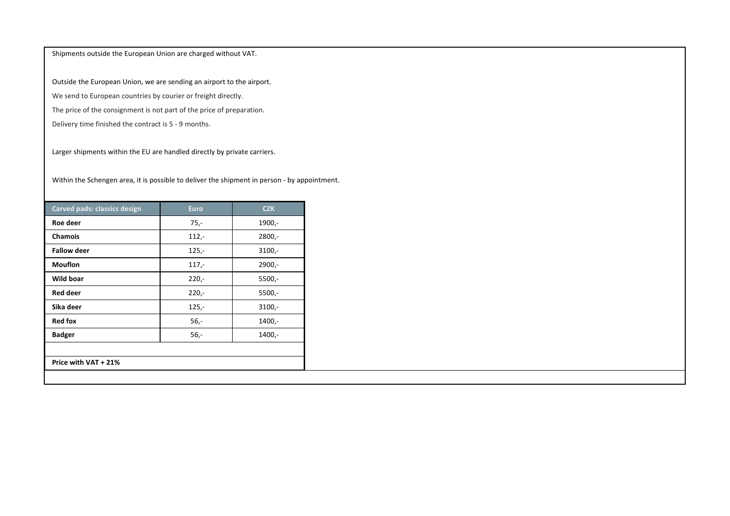Shipments outside the European Union are charged without VAT.

Outside the European Union, we are sending an airport to the airport.

We send to European countries by courier or freight directly.

The price of the consignment is not part of the price of preparation.

Delivery time finished the contract is 5 - 9 months.

Larger shipments within the EU are handled directly by private carriers.

Within the Schengen area, it is possible to deliver the shipment in person - by appointment.

| Carved pads: classics design | Euro | CZK |
|---|---|---|
| **Roe deer** | 75,- | 1900,- |
| **Chamois** | 112,- | 2800,- |
| **Fallow deer** | 125,- | 3100,- |
| **Mouflon** | 117,- | 2900,- |
| **Wild boar** | 220,- | 5500,- |
| **Red deer** | 220,- | 5500,- |
| **Sika deer** | 125,- | 3100,- |
| **Red fox** | 56,- | 1400,- |
| **Badger** | 56,- | 1400,- |
| | | |
| **Price with VAT + 21%** | | |